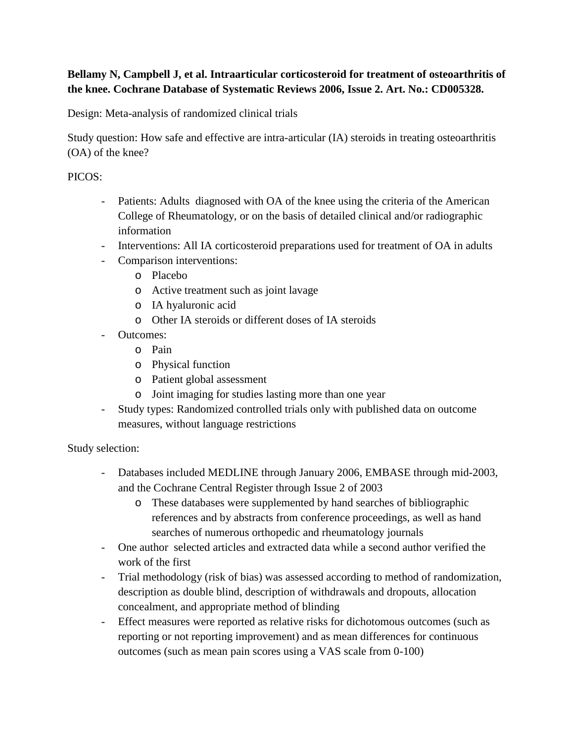**Bellamy N, Campbell J, et al. Intraarticular corticosteroid for treatment of osteoarthritis of the knee. Cochrane Database of Systematic Reviews 2006, Issue 2. Art. No.: CD005328.**

Design: Meta-analysis of randomized clinical trials

Study question: How safe and effective are intra-articular (IA) steroids in treating osteoarthritis (OA) of the knee?

PICOS:

- Patients: Adults diagnosed with OA of the knee using the criteria of the American College of Rheumatology, or on the basis of detailed clinical and/or radiographic information
- Interventions: All IA corticosteroid preparations used for treatment of OA in adults
- Comparison interventions:
  - Placebo
  - Active treatment such as joint lavage
  - IA hyaluronic acid
  - Other IA steroids or different doses of IA steroids
- Outcomes:
  - Pain
  - Physical function
  - Patient global assessment
  - Joint imaging for studies lasting more than one year
- Study types: Randomized controlled trials only with published data on outcome measures, without language restrictions

Study selection:

- Databases included MEDLINE through January 2006, EMBASE through mid-2003, and the Cochrane Central Register through Issue 2 of 2003
  - These databases were supplemented by hand searches of bibliographic references and by abstracts from conference proceedings, as well as hand searches of numerous orthopedic and rheumatology journals
- One author selected articles and extracted data while a second author verified the work of the first
- Trial methodology (risk of bias) was assessed according to method of randomization, description as double blind, description of withdrawals and dropouts, allocation concealment, and appropriate method of blinding
- Effect measures were reported as relative risks for dichotomous outcomes (such as reporting or not reporting improvement) and as mean differences for continuous outcomes (such as mean pain scores using a VAS scale from 0-100)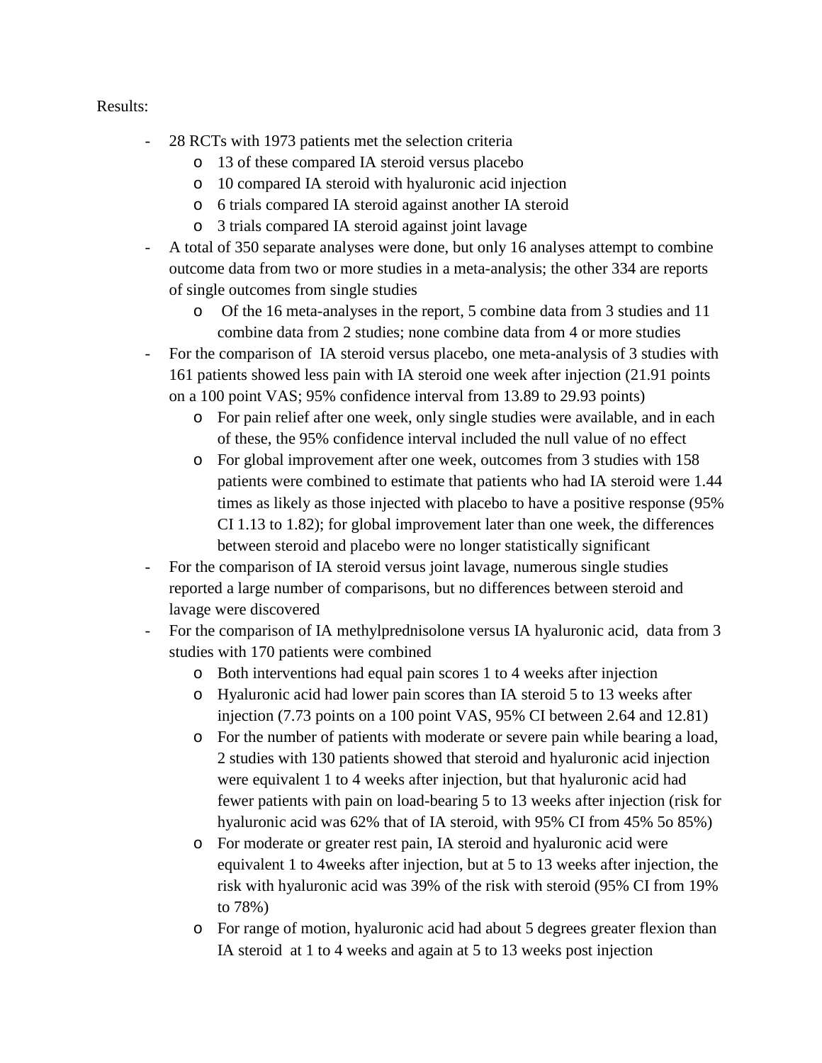Results:

- 28 RCTs with 1973 patients met the selection criteria
  - 13 of these compared IA steroid versus placebo
  - 10 compared IA steroid with hyaluronic acid injection
  - 6 trials compared IA steroid against another IA steroid
  - 3 trials compared IA steroid against joint lavage
- A total of 350 separate analyses were done, but only 16 analyses attempt to combine outcome data from two or more studies in a meta-analysis; the other 334 are reports of single outcomes from single studies
  - Of the 16 meta-analyses in the report, 5 combine data from 3 studies and 11 combine data from 2 studies; none combine data from 4 or more studies
- For the comparison of IA steroid versus placebo, one meta-analysis of 3 studies with 161 patients showed less pain with IA steroid one week after injection (21.91 points on a 100 point VAS; 95% confidence interval from 13.89 to 29.93 points)
  - For pain relief after one week, only single studies were available, and in each of these, the 95% confidence interval included the null value of no effect
  - For global improvement after one week, outcomes from 3 studies with 158 patients were combined to estimate that patients who had IA steroid were 1.44 times as likely as those injected with placebo to have a positive response (95% CI 1.13 to 1.82); for global improvement later than one week, the differences between steroid and placebo were no longer statistically significant
- For the comparison of IA steroid versus joint lavage, numerous single studies reported a large number of comparisons, but no differences between steroid and lavage were discovered
- For the comparison of IA methylprednisolone versus IA hyaluronic acid, data from 3 studies with 170 patients were combined
  - Both interventions had equal pain scores 1 to 4 weeks after injection
  - Hyaluronic acid had lower pain scores than IA steroid 5 to 13 weeks after injection (7.73 points on a 100 point VAS, 95% CI between 2.64 and 12.81)
  - For the number of patients with moderate or severe pain while bearing a load, 2 studies with 130 patients showed that steroid and hyaluronic acid injection were equivalent 1 to 4 weeks after injection, but that hyaluronic acid had fewer patients with pain on load-bearing 5 to 13 weeks after injection (risk for hyaluronic acid was 62% that of IA steroid, with 95% CI from 45% 5o 85%)
  - For moderate or greater rest pain, IA steroid and hyaluronic acid were equivalent 1 to 4weeks after injection, but at 5 to 13 weeks after injection, the risk with hyaluronic acid was 39% of the risk with steroid (95% CI from 19% to 78%)
  - For range of motion, hyaluronic acid had about 5 degrees greater flexion than IA steroid at 1 to 4 weeks and again at 5 to 13 weeks post injection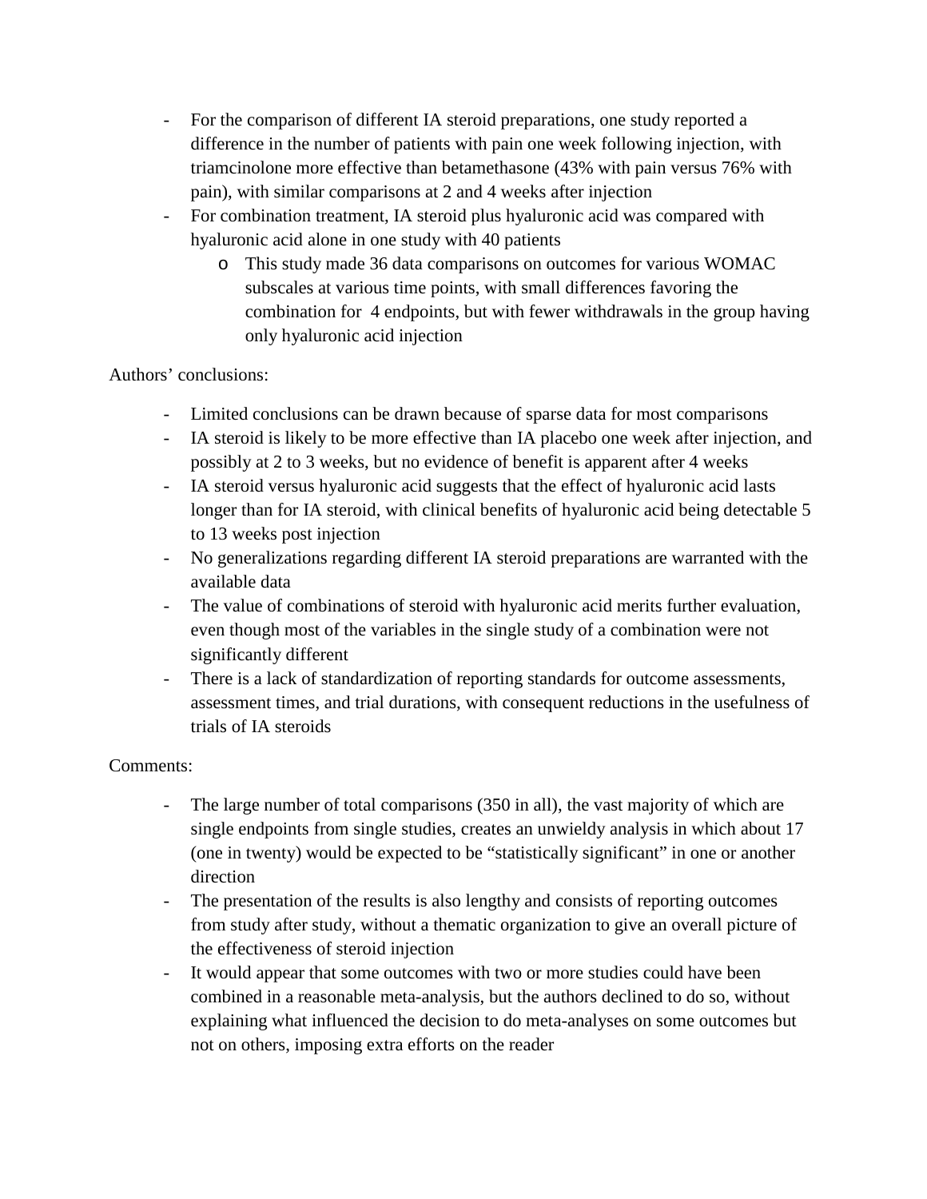- For the comparison of different IA steroid preparations, one study reported a difference in the number of patients with pain one week following injection, with triamcinolone more effective than betamethasone (43% with pain versus 76% with pain), with similar comparisons at 2 and 4 weeks after injection
- For combination treatment, IA steroid plus hyaluronic acid was compared with hyaluronic acid alone in one study with 40 patients
    - This study made 36 data comparisons on outcomes for various WOMAC subscales at various time points, with small differences favoring the combination for 4 endpoints, but with fewer withdrawals in the group having only hyaluronic acid injection

Authors' conclusions:

- Limited conclusions can be drawn because of sparse data for most comparisons
- IA steroid is likely to be more effective than IA placebo one week after injection, and possibly at 2 to 3 weeks, but no evidence of benefit is apparent after 4 weeks
- IA steroid versus hyaluronic acid suggests that the effect of hyaluronic acid lasts longer than for IA steroid, with clinical benefits of hyaluronic acid being detectable 5 to 13 weeks post injection
- No generalizations regarding different IA steroid preparations are warranted with the available data
- The value of combinations of steroid with hyaluronic acid merits further evaluation, even though most of the variables in the single study of a combination were not significantly different
- There is a lack of standardization of reporting standards for outcome assessments, assessment times, and trial durations, with consequent reductions in the usefulness of trials of IA steroids

Comments:

- The large number of total comparisons (350 in all), the vast majority of which are single endpoints from single studies, creates an unwieldy analysis in which about 17 (one in twenty) would be expected to be "statistically significant" in one or another direction
- The presentation of the results is also lengthy and consists of reporting outcomes from study after study, without a thematic organization to give an overall picture of the effectiveness of steroid injection
- It would appear that some outcomes with two or more studies could have been combined in a reasonable meta-analysis, but the authors declined to do so, without explaining what influenced the decision to do meta-analyses on some outcomes but not on others, imposing extra efforts on the reader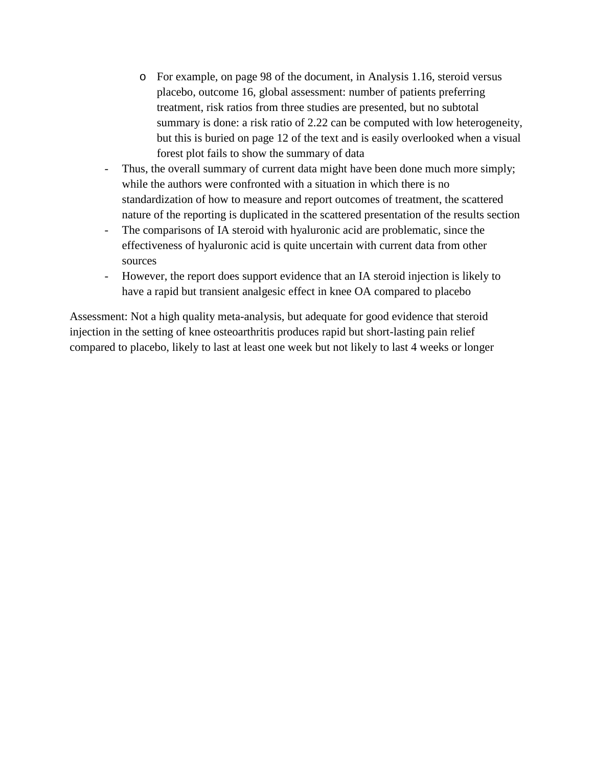- For example, on page 98 of the document, in Analysis 1.16, steroid versus placebo, outcome 16, global assessment: number of patients preferring treatment, risk ratios from three studies are presented, but no subtotal summary is done: a risk ratio of 2.22 can be computed with low heterogeneity, but this is buried on page 12 of the text and is easily overlooked when a visual forest plot fails to show the summary of data
- Thus, the overall summary of current data might have been done much more simply; while the authors were confronted with a situation in which there is no standardization of how to measure and report outcomes of treatment, the scattered nature of the reporting is duplicated in the scattered presentation of the results section
- The comparisons of IA steroid with hyaluronic acid are problematic, since the effectiveness of hyaluronic acid is quite uncertain with current data from other sources
- However, the report does support evidence that an IA steroid injection is likely to have a rapid but transient analgesic effect in knee OA compared to placebo

Assessment: Not a high quality meta-analysis, but adequate for good evidence that steroid injection in the setting of knee osteoarthritis produces rapid but short-lasting pain relief compared to placebo, likely to last at least one week but not likely to last 4 weeks or longer